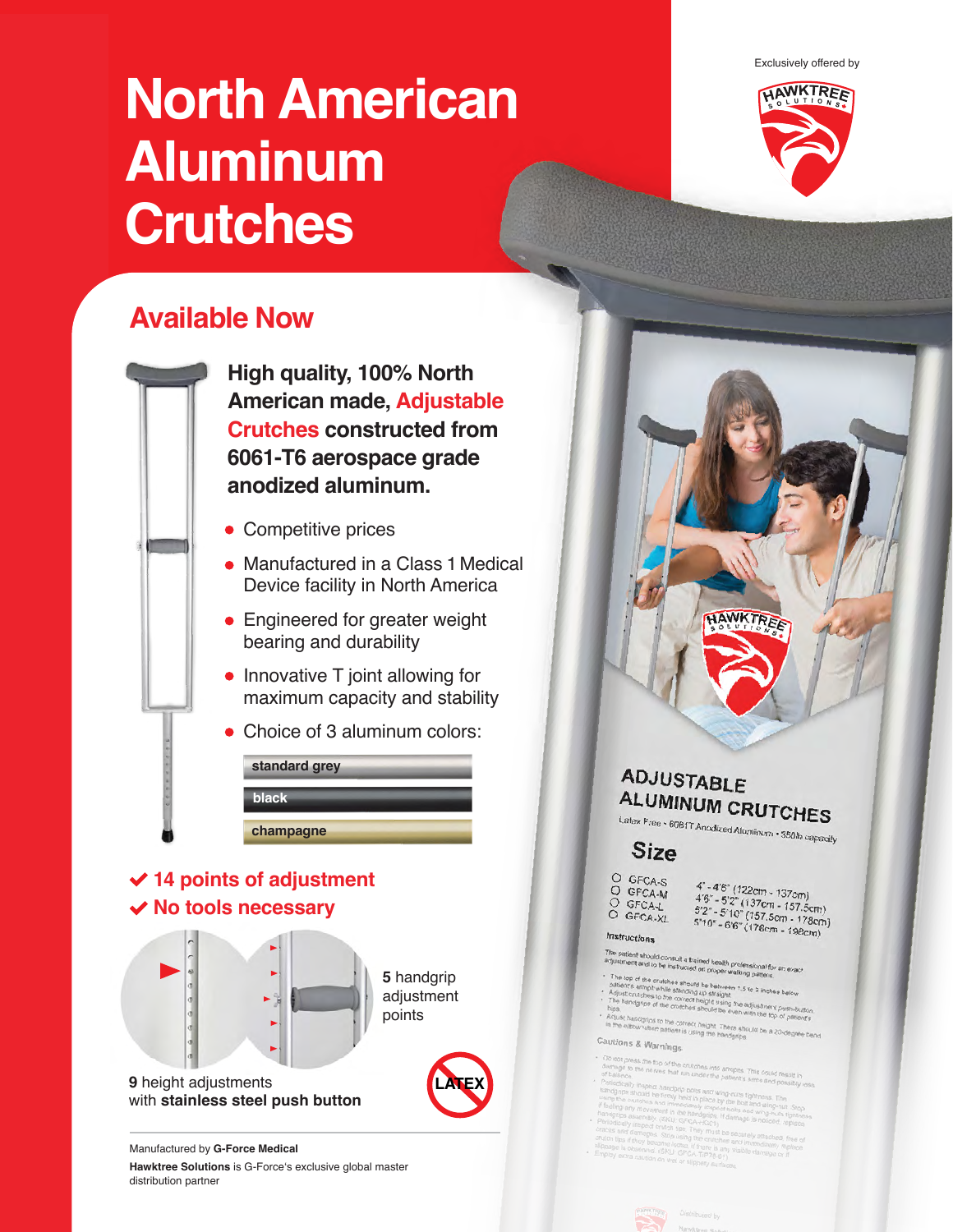Exclusively offered by

# North American Aluminum Crutches

## Available Now

**High quality, 100% North American made, Adjustable Crutches constructed from 6061-T6 aerospace grade anodized aluminum.**

- Competitive prices
- Manufactured in a Class 1 Medical Device facility in North America
- Engineered for greater weight bearing and durability
- Innovative T joint allowing for maximum capacity and stability
- Choice of 3 aluminum colors:
  - **standard grey**
  - **black**
  - **champagne**

**✔ 14 points of adjustment**

**✔ No tools necessary**

**5** handgrip adjustment points

**9** height adjustments with **stainless steel push button**

LATEX

Manufactured by **G-Force Medical**

**Hawktree Solutions** is G-Force's exclusive global master distribution partner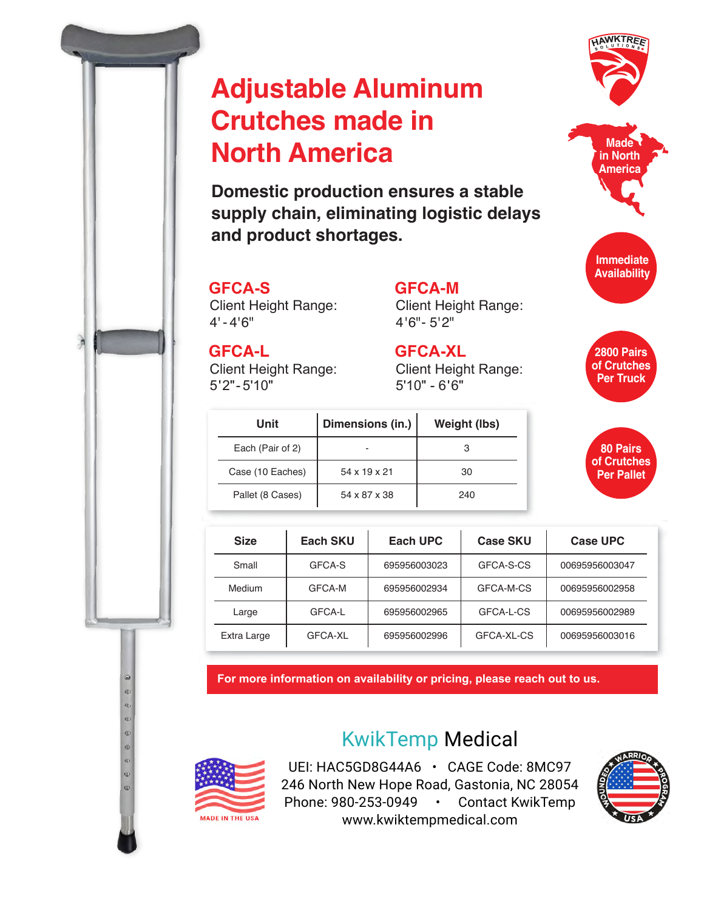# Adjustable Aluminum Crutches made in North America

**Domestic production ensures a stable supply chain, eliminating logistic delays and product shortages.**

HAWKTREE SOLUTIONS

Made in North America

Immediate Availability

2800 Pairs of Crutches Per Truck

80 Pairs of Crutches Per Pallet

**GFCA-S**
Client Height Range:
4' - 4'6"

**GFCA-M**
Client Height Range:
4'6"- 5'2"

**GFCA-L**
Client Height Range:
5'2"- 5'10"

**GFCA-XL**
Client Height Range:
5'10" - 6'6"

| Unit | Dimensions (in.) | Weight (lbs) |
|---|---|---|
| Each (Pair of 2) | - | 3 |
| Case (10 Eaches) | 54 x 19 x 21 | 30 |
| Pallet (8 Cases) | 54 x 87 x 38 | 240 |

| Size | Each SKU | Each UPC | Case SKU | Case UPC |
|---|---|---|---|---|
| Small | GFCA-S | 695956003023 | GFCA-S-CS | 00695956003047 |
| Medium | GFCA-M | 695956002934 | GFCA-M-CS | 00695956002958 |
| Large | GFCA-L | 695956002965 | GFCA-L-CS | 00695956002989 |
| Extra Large | GFCA-XL | 695956002996 | GFCA-XL-CS | 00695956003016 |

**For more information on availability or pricing, please reach out to us.**

## KwikTemp Medical

UEI: HAC5GD8G44A6 • CAGE Code: 8MC97
246 North New Hope Road, Gastonia, NC 28054
Phone: 980-253-0949 • Contact KwikTemp
www.kwiktempmedical.com

MADE IN THE USA

WOUNDED WARRIOR PROGRAM USA